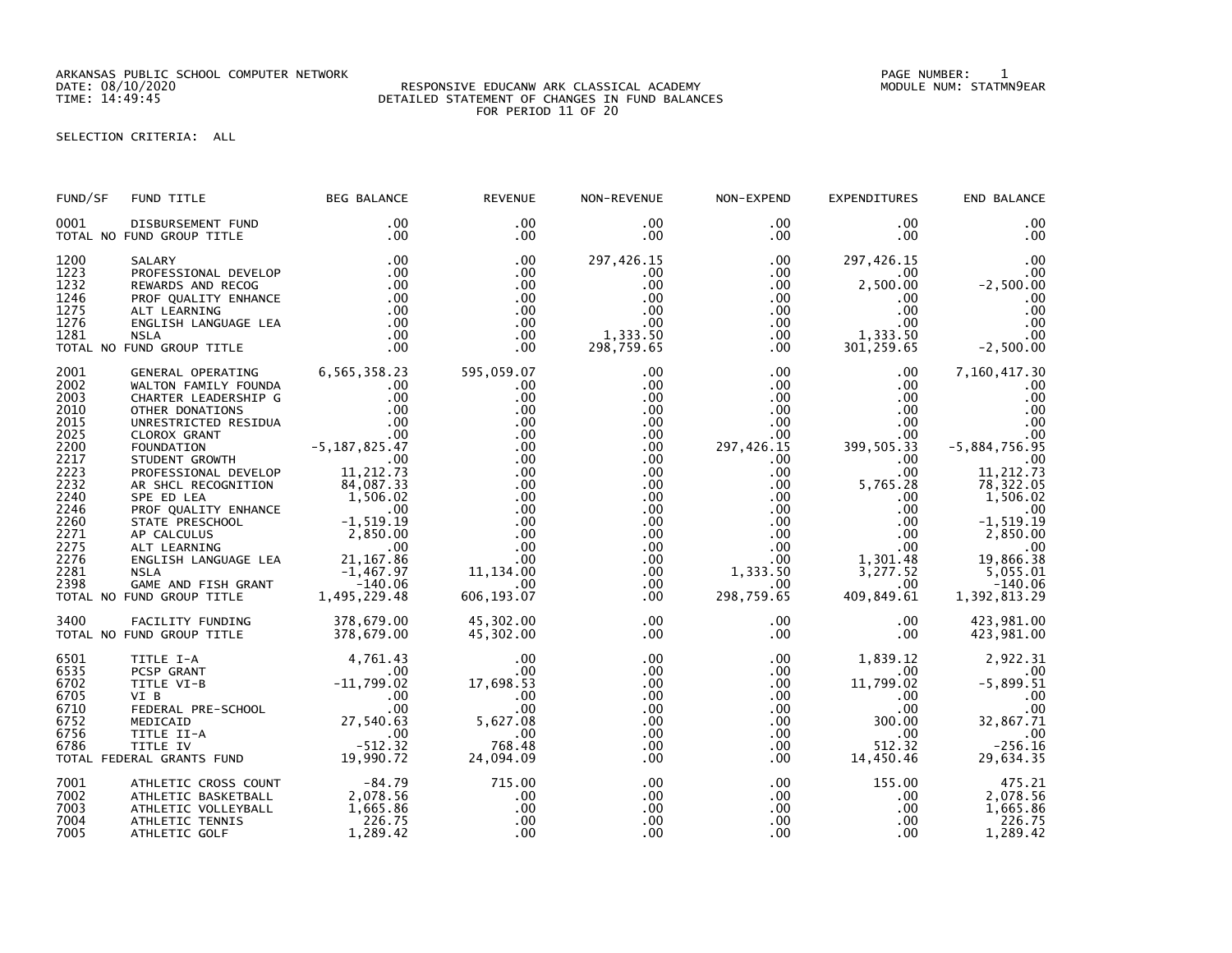ARKANSAS PUBLIC SCHOOL COMPUTER NETWORK
DATE: 08/10/2020
TIME: 14:49:45

PAGE NUMBER: 1
MODULE NUM: STATMN9EAR

RESPONSIVE EDUCANW ARK CLASSICAL ACADEMY
DETAILED STATEMENT OF CHANGES IN FUND BALANCES
FOR PERIOD 11 OF 20

SELECTION CRITERIA: ALL

| FUND/SF | FUND TITLE | BEG BALANCE | REVENUE | NON-REVENUE | NON-EXPEND | EXPENDITURES | END BALANCE |
|---|---|---|---|---|---|---|---|
| 0001 | DISBURSEMENT FUND | .00 | .00 | .00 | .00 | .00 | .00 |
| TOTAL NO FUND GROUP TITLE | | .00 | .00 | .00 | .00 | .00 | .00 |
| 1200 | SALARY | .00 | .00 | 297,426.15 | .00 | 297,426.15 | .00 |
| 1223 | PROFESSIONAL DEVELOP | .00 | .00 | .00 | .00 | .00 | .00 |
| 1232 | REWARDS AND RECOG | .00 | .00 | .00 | .00 | 2,500.00 | -2,500.00 |
| 1246 | PROF QUALITY ENHANCE | .00 | .00 | .00 | .00 | .00 | .00 |
| 1275 | ALT LEARNING | .00 | .00 | .00 | .00 | .00 | .00 |
| 1276 | ENGLISH LANGUAGE LEA | .00 | .00 | .00 | .00 | .00 | .00 |
| 1281 | NSLA | .00 | .00 | 1,333.50 | .00 | 1,333.50 | .00 |
| TOTAL NO FUND GROUP TITLE | | .00 | .00 | 298,759.65 | .00 | 301,259.65 | -2,500.00 |
| 2001 | GENERAL OPERATING | 6,565,358.23 | 595,059.07 | .00 | .00 | .00 | 7,160,417.30 |
| 2002 | WALTON FAMILY FOUNDA | .00 | .00 | .00 | .00 | .00 | .00 |
| 2003 | CHARTER LEADERSHIP G | .00 | .00 | .00 | .00 | .00 | .00 |
| 2010 | OTHER DONATIONS | .00 | .00 | .00 | .00 | .00 | .00 |
| 2015 | UNRESTRICTED RESIDUA | .00 | .00 | .00 | .00 | .00 | .00 |
| 2025 | CLOROX GRANT | .00 | .00 | .00 | .00 | .00 | .00 |
| 2200 | FOUNDATION | -5,187,825.47 | .00 | .00 | 297,426.15 | 399,505.33 | -5,884,756.95 |
| 2217 | STUDENT GROWTH | .00 | .00 | .00 | .00 | .00 | .00 |
| 2223 | PROFESSIONAL DEVELOP | 11,212.73 | .00 | .00 | .00 | .00 | 11,212.73 |
| 2232 | AR SHCL RECOGNITION | 84,087.33 | .00 | .00 | .00 | 5,765.28 | 78,322.05 |
| 2240 | SPE ED LEA | 1,506.02 | .00 | .00 | .00 | .00 | 1,506.02 |
| 2246 | PROF QUALITY ENHANCE | .00 | .00 | .00 | .00 | .00 | .00 |
| 2260 | STATE PRESCHOOL | -1,519.19 | .00 | .00 | .00 | .00 | -1,519.19 |
| 2271 | AP CALCULUS | 2,850.00 | .00 | .00 | .00 | .00 | 2,850.00 |
| 2275 | ALT LEARNING | .00 | .00 | .00 | .00 | .00 | .00 |
| 2276 | ENGLISH LANGUAGE LEA | 21,167.86 | .00 | .00 | .00 | 1,301.48 | 19,866.38 |
| 2281 | NSLA | -1,467.97 | 11,134.00 | .00 | 1,333.50 | 3,277.52 | 5,055.01 |
| 2398 | GAME AND FISH GRANT | -140.06 | .00 | .00 | .00 | .00 | -140.06 |
| TOTAL NO FUND GROUP TITLE | | 1,495,229.48 | 606,193.07 | .00 | 298,759.65 | 409,849.61 | 1,392,813.29 |
| 3400 | FACILITY FUNDING | 378,679.00 | 45,302.00 | .00 | .00 | .00 | 423,981.00 |
| TOTAL NO FUND GROUP TITLE | | 378,679.00 | 45,302.00 | .00 | .00 | .00 | 423,981.00 |
| 6501 | TITLE I-A | 4,761.43 | .00 | .00 | .00 | 1,839.12 | 2,922.31 |
| 6535 | PCSP GRANT | .00 | .00 | .00 | .00 | .00 | .00 |
| 6702 | TITLE VI-B | -11,799.02 | 17,698.53 | .00 | .00 | 11,799.02 | -5,899.51 |
| 6705 | VI B | .00 | .00 | .00 | .00 | .00 | .00 |
| 6710 | FEDERAL PRE-SCHOOL | .00 | .00 | .00 | .00 | .00 | .00 |
| 6752 | MEDICAID | 27,540.63 | 5,627.08 | .00 | .00 | 300.00 | 32,867.71 |
| 6756 | TITLE II-A | .00 | .00 | .00 | .00 | .00 | .00 |
| 6786 | TITLE IV | -512.32 | 768.48 | .00 | .00 | 512.32 | -256.16 |
| TOTAL FEDERAL GRANTS FUND | | 19,990.72 | 24,094.09 | .00 | .00 | 14,450.46 | 29,634.35 |
| 7001 | ATHLETIC CROSS COUNT | -84.79 | 715.00 | .00 | .00 | 155.00 | 475.21 |
| 7002 | ATHLETIC BASKETBALL | 2,078.56 | .00 | .00 | .00 | .00 | 2,078.56 |
| 7003 | ATHLETIC VOLLEYBALL | 1,665.86 | .00 | .00 | .00 | .00 | 1,665.86 |
| 7004 | ATHLETIC TENNIS | 226.75 | .00 | .00 | .00 | .00 | 226.75 |
| 7005 | ATHLETIC GOLF | 1,289.42 | .00 | .00 | .00 | .00 | 1,289.42 |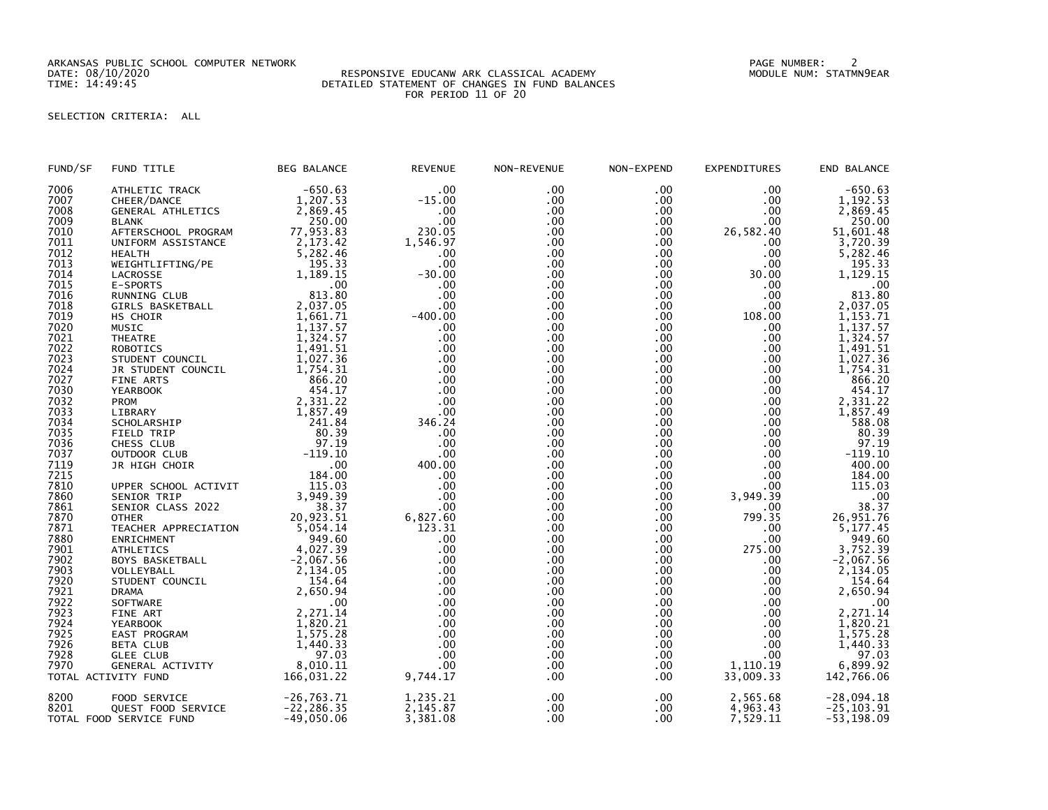ARKANSAS PUBLIC SCHOOL COMPUTER NETWORK
DATE: 08/10/2020
TIME: 14:49:45

RESPONSIVE EDUCANW ARK CLASSICAL ACADEMY
DETAILED STATEMENT OF CHANGES IN FUND BALANCES
FOR PERIOD 11 OF 20

PAGE NUMBER: 2
MODULE NUM: STATMN9EAR

SELECTION CRITERIA: ALL

| FUND/SF | FUND TITLE | BEG BALANCE | REVENUE | NON-REVENUE | NON-EXPEND | EXPENDITURES | END BALANCE |
|---|---|---|---|---|---|---|---|
| 7006 | ATHLETIC TRACK | -650.63 | .00 | .00 | .00 | .00 | -650.63 |
| 7007 | CHEER/DANCE | 1,207.53 | -15.00 | .00 | .00 | .00 | 1,192.53 |
| 7008 | GENERAL ATHLETICS | 2,869.45 | .00 | .00 | .00 | .00 | 2,869.45 |
| 7009 | BLANK | 250.00 | .00 | .00 | .00 | .00 | 250.00 |
| 7010 | AFTERSCHOOL PROGRAM | 77,953.83 | 230.05 | .00 | .00 | 26,582.40 | 51,601.48 |
| 7011 | UNIFORM ASSISTANCE | 2,173.42 | 1,546.97 | .00 | .00 | .00 | 3,720.39 |
| 7012 | HEALTH | 5,282.46 | .00 | .00 | .00 | .00 | 5,282.46 |
| 7013 | WEIGHTLIFTING/PE | 195.33 | .00 | .00 | .00 | .00 | 195.33 |
| 7014 | LACROSSE | 1,189.15 | -30.00 | .00 | .00 | 30.00 | 1,129.15 |
| 7015 | E-SPORTS | .00 | .00 | .00 | .00 | .00 | .00 |
| 7016 | RUNNING CLUB | 813.80 | .00 | .00 | .00 | .00 | 813.80 |
| 7018 | GIRLS BASKETBALL | 2,037.05 | .00 | .00 | .00 | .00 | 2,037.05 |
| 7019 | HS CHOIR | 1,661.71 | -400.00 | .00 | .00 | 108.00 | 1,153.71 |
| 7020 | MUSIC | 1,137.57 | .00 | .00 | .00 | .00 | 1,137.57 |
| 7021 | THEATRE | 1,324.57 | .00 | .00 | .00 | .00 | 1,324.57 |
| 7022 | ROBOTICS | 1,491.51 | .00 | .00 | .00 | .00 | 1,491.51 |
| 7023 | STUDENT COUNCIL | 1,027.36 | .00 | .00 | .00 | .00 | 1,027.36 |
| 7024 | JR STUDENT COUNCIL | 1,754.31 | .00 | .00 | .00 | .00 | 1,754.31 |
| 7027 | FINE ARTS | 866.20 | .00 | .00 | .00 | .00 | 866.20 |
| 7030 | YEARBOOK | 454.17 | .00 | .00 | .00 | .00 | 454.17 |
| 7032 | PROM | 2,331.22 | .00 | .00 | .00 | .00 | 2,331.22 |
| 7033 | LIBRARY | 1,857.49 | .00 | .00 | .00 | .00 | 1,857.49 |
| 7034 | SCHOLARSHIP | 241.84 | 346.24 | .00 | .00 | .00 | 588.08 |
| 7035 | FIELD TRIP | 80.39 | .00 | .00 | .00 | .00 | 80.39 |
| 7036 | CHESS CLUB | 97.19 | .00 | .00 | .00 | .00 | 97.19 |
| 7037 | OUTDOOR CLUB | -119.10 | .00 | .00 | .00 | .00 | -119.10 |
| 7119 | JR HIGH CHOIR | .00 | 400.00 | .00 | .00 | .00 | 400.00 |
| 7215 | | 184.00 | .00 | .00 | .00 | .00 | 184.00 |
| 7810 | UPPER SCHOOL ACTIVIT | 115.03 | .00 | .00 | .00 | .00 | 115.03 |
| 7860 | SENIOR TRIP | 3,949.39 | .00 | .00 | .00 | 3,949.39 | .00 |
| 7861 | SENIOR CLASS 2022 | 38.37 | .00 | .00 | .00 | .00 | 38.37 |
| 7870 | OTHER | 20,923.51 | 6,827.60 | .00 | .00 | 799.35 | 26,951.76 |
| 7871 | TEACHER APPRECIATION | 5,054.14 | 123.31 | .00 | .00 | .00 | 5,177.45 |
| 7880 | ENRICHMENT | 949.60 | .00 | .00 | .00 | .00 | 949.60 |
| 7901 | ATHLETICS | 4,027.39 | .00 | .00 | .00 | 275.00 | 3,752.39 |
| 7902 | BOYS BASKETBALL | -2,067.56 | .00 | .00 | .00 | .00 | -2,067.56 |
| 7903 | VOLLEYBALL | 2,134.05 | .00 | .00 | .00 | .00 | 2,134.05 |
| 7920 | STUDENT COUNCIL | 154.64 | .00 | .00 | .00 | .00 | 154.64 |
| 7921 | DRAMA | 2,650.94 | .00 | .00 | .00 | .00 | 2,650.94 |
| 7922 | SOFTWARE | .00 | .00 | .00 | .00 | .00 | .00 |
| 7923 | FINE ART | 2,271.14 | .00 | .00 | .00 | .00 | 2,271.14 |
| 7924 | YEARBOOK | 1,820.21 | .00 | .00 | .00 | .00 | 1,820.21 |
| 7925 | EAST PROGRAM | 1,575.28 | .00 | .00 | .00 | .00 | 1,575.28 |
| 7926 | BETA CLUB | 1,440.33 | .00 | .00 | .00 | .00 | 1,440.33 |
| 7928 | GLEE CLUB | 97.03 | .00 | .00 | .00 | .00 | 97.03 |
| 7970 | GENERAL ACTIVITY | 8,010.11 | .00 | .00 | .00 | 1,110.19 | 6,899.92 |
| TOTAL ACTIVITY FUND | | 166,031.22 | 9,744.17 | .00 | .00 | 33,009.33 | 142,766.06 |
| 8200 | FOOD SERVICE | -26,763.71 | 1,235.21 | .00 | .00 | 2,565.68 | -28,094.18 |
| 8201 | QUEST FOOD SERVICE | -22,286.35 | 2,145.87 | .00 | .00 | 4,963.43 | -25,103.91 |
| TOTAL FOOD SERVICE FUND | | -49,050.06 | 3,381.08 | .00 | .00 | 7,529.11 | -53,198.09 |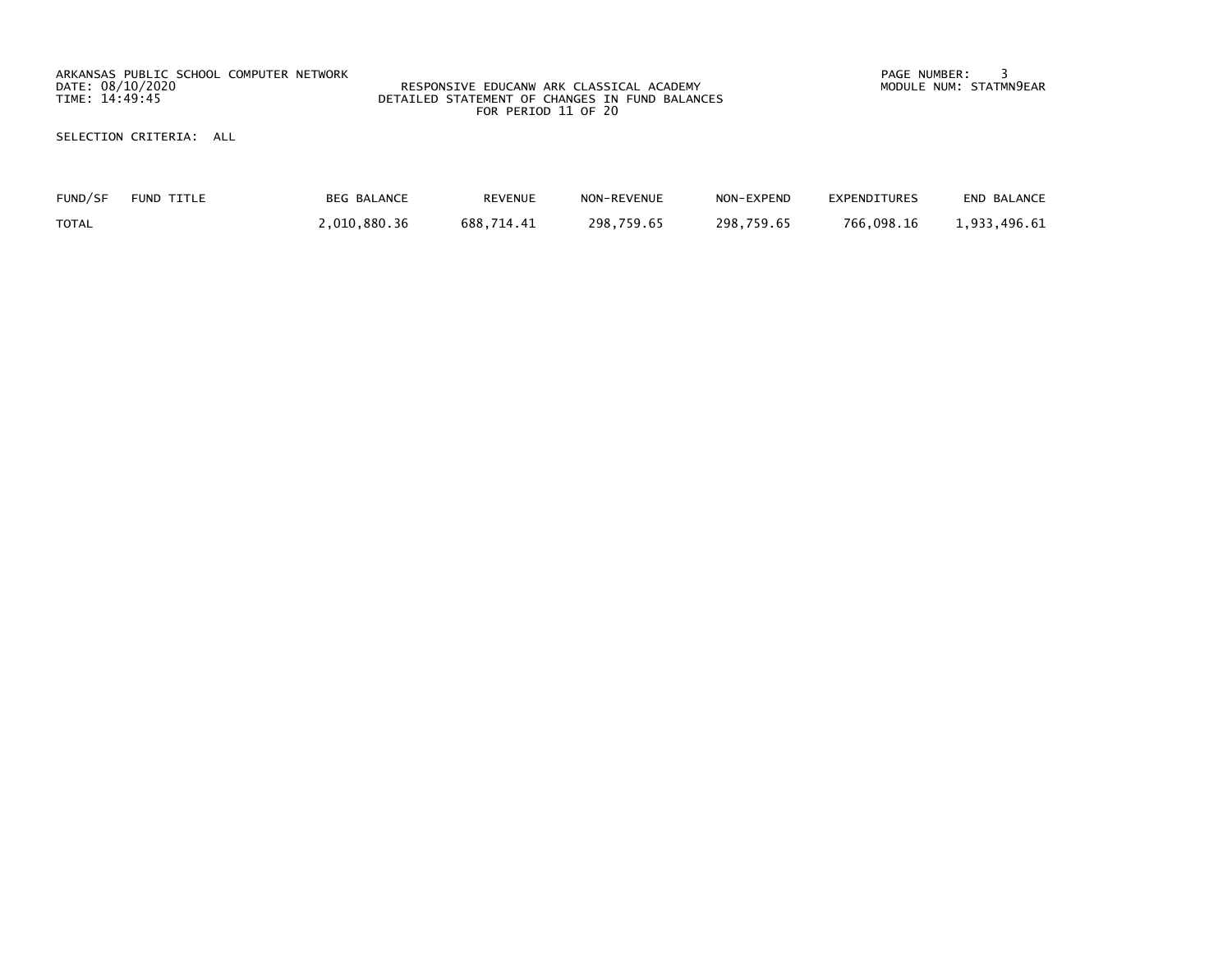ARKANSAS PUBLIC SCHOOL COMPUTER NETWORK
DATE: 08/10/2020
TIME: 14:49:45

RESPONSIVE EDUCANW ARK CLASSICAL ACADEMY
DETAILED STATEMENT OF CHANGES IN FUND BALANCES
FOR PERIOD 11 OF 20

MODULE NUM: STATMN9EAR

SELECTION CRITERIA: ALL

| FUND/SF | FUND TITLE | BEG BALANCE | REVENUE | NON-REVENUE | NON-EXPEND | EXPENDITURES | END BALANCE |
|---|---|---|---|---|---|---|---|
| TOTAL | | 2,010,880.36 | 688,714.41 | 298,759.65 | 298,759.65 | 766,098.16 | 1,933,496.61 |